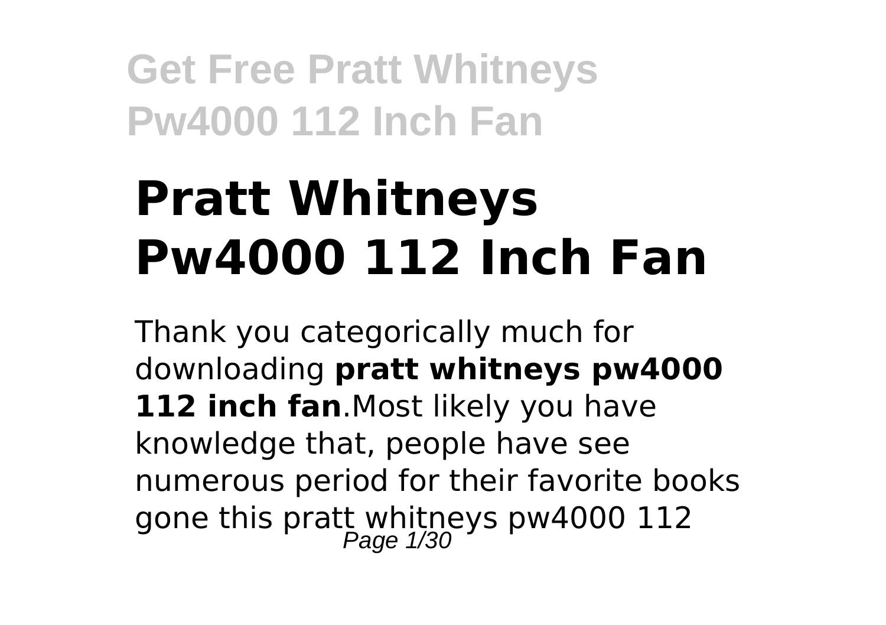# Pratt Whitneys Pw4000 112 Inch Fan

Thank you categorically much for downloading **pratt whitneys pw4000 112 inch fan**.Most likely you have knowledge that, people have see numerous period for their favorite books gone this pratt whitneys pw4000 112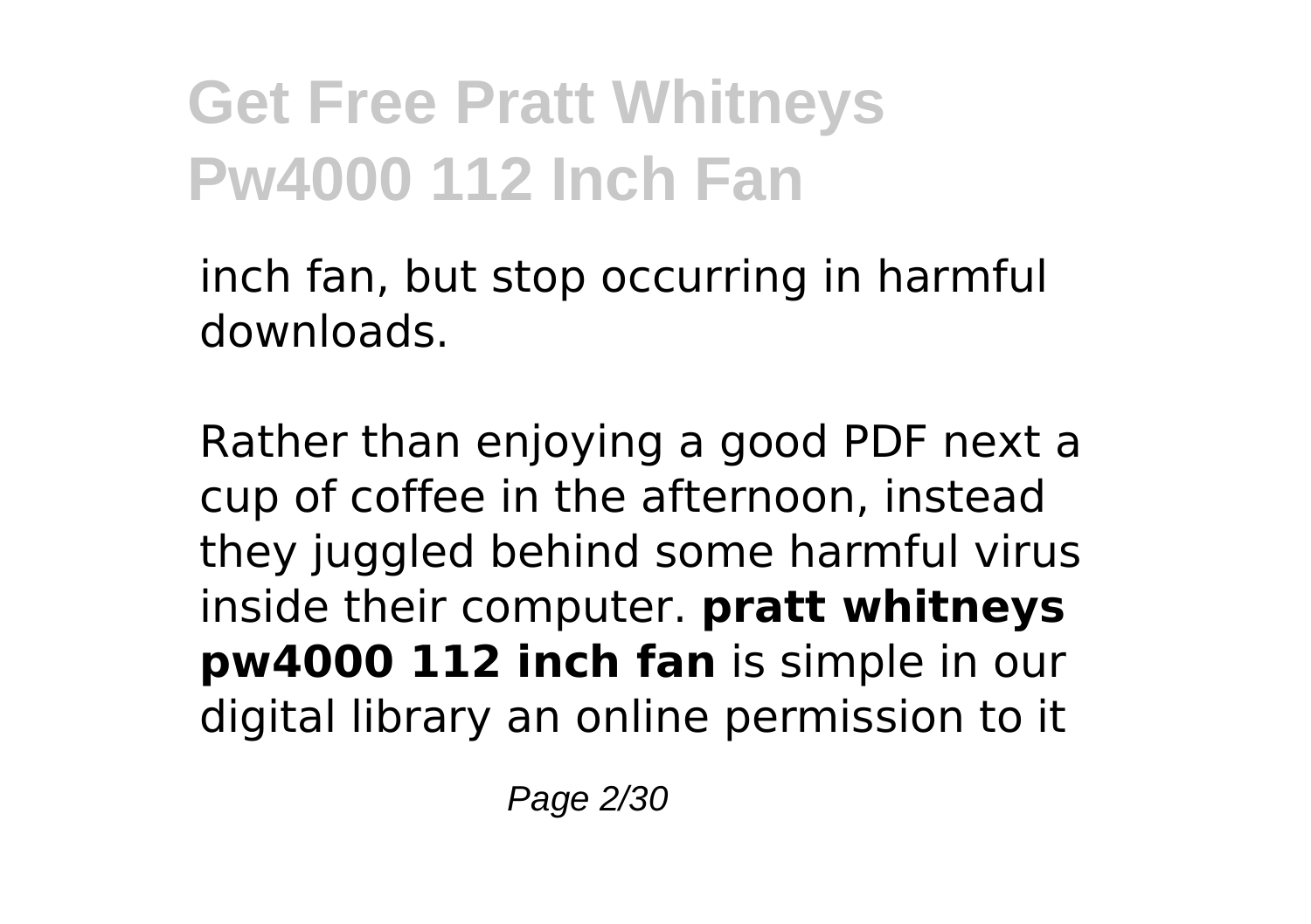inch fan, but stop occurring in harmful downloads.

Rather than enjoying a good PDF next a cup of coffee in the afternoon, instead they juggled behind some harmful virus inside their computer. **pratt whitneys pw4000 112 inch fan** is simple in our digital library an online permission to it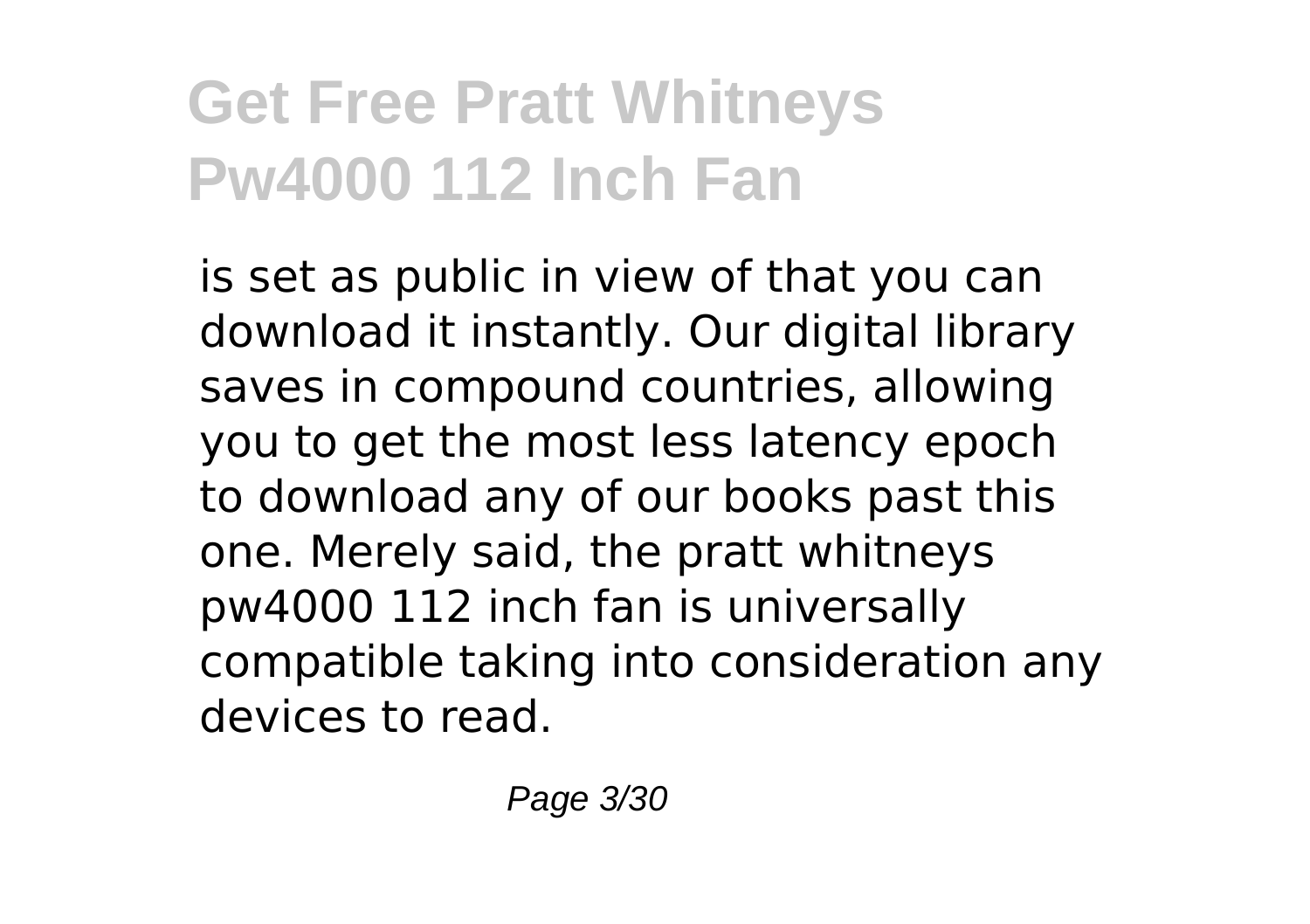is set as public in view of that you can download it instantly. Our digital library saves in compound countries, allowing you to get the most less latency epoch to download any of our books past this one. Merely said, the pratt whitneys pw4000 112 inch fan is universally compatible taking into consideration any devices to read.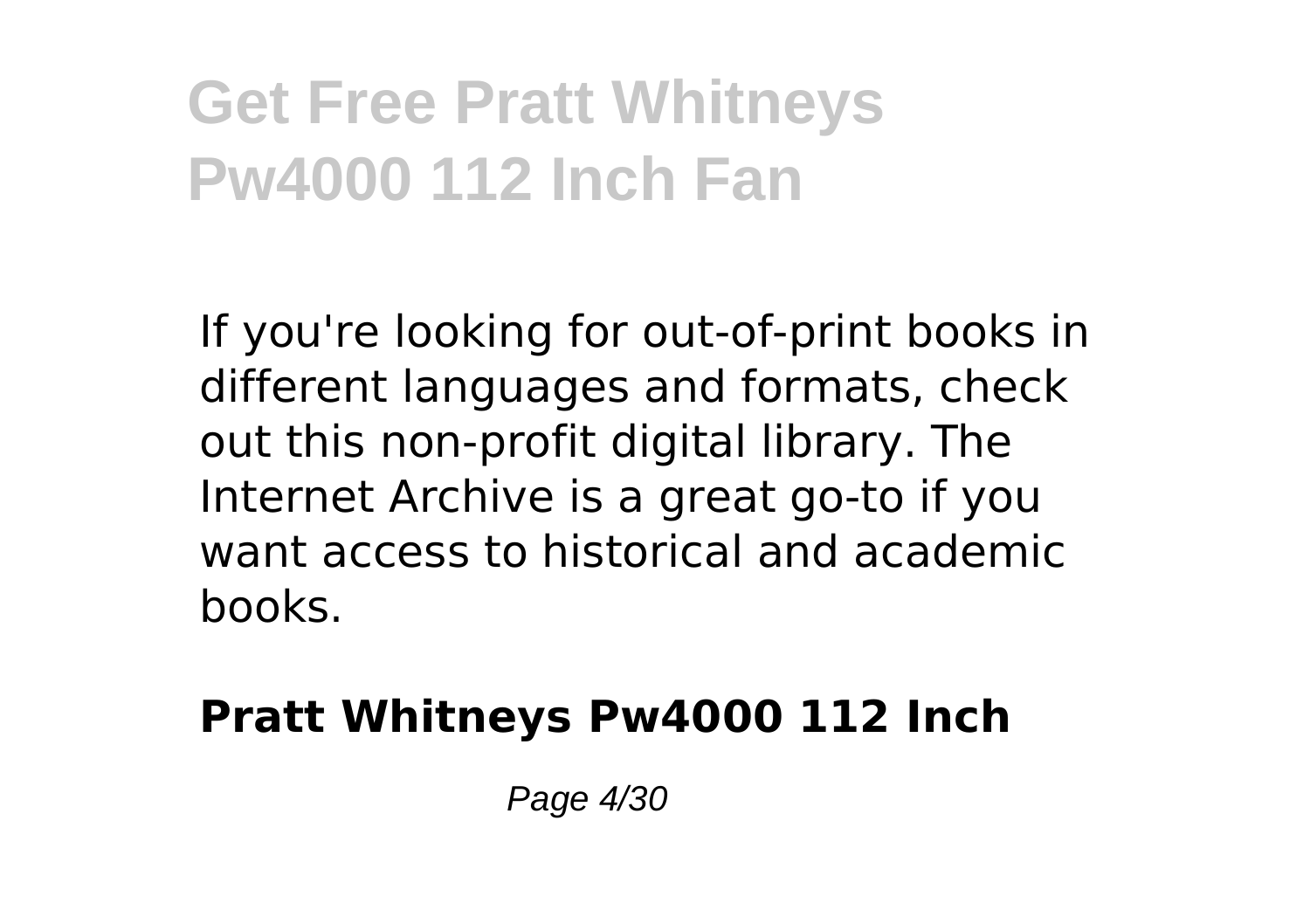If you're looking for out-of-print books in different languages and formats, check out this non-profit digital library. The Internet Archive is a great go-to if you want access to historical and academic books.

**Pratt Whitneys Pw4000 112 Inch**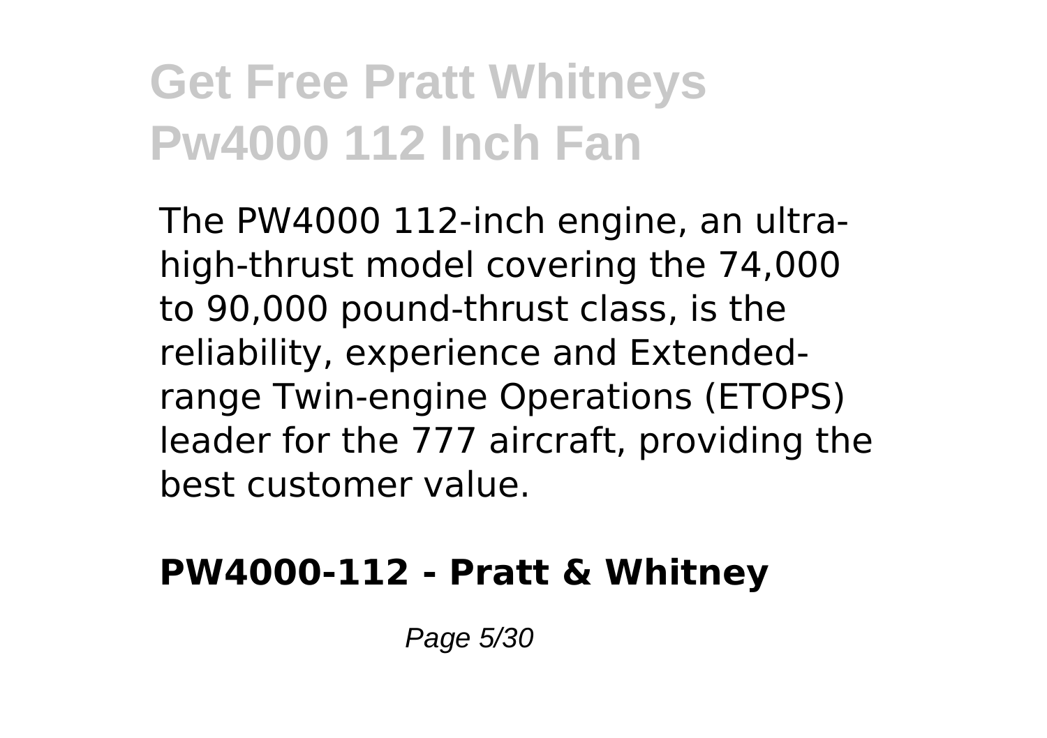The PW4000 112-inch engine, an ultra-high-thrust model covering the 74,000 to 90,000 pound-thrust class, is the reliability, experience and Extended-range Twin-engine Operations (ETOPS) leader for the 777 aircraft, providing the best customer value.

**PW4000-112 - Pratt & Whitney**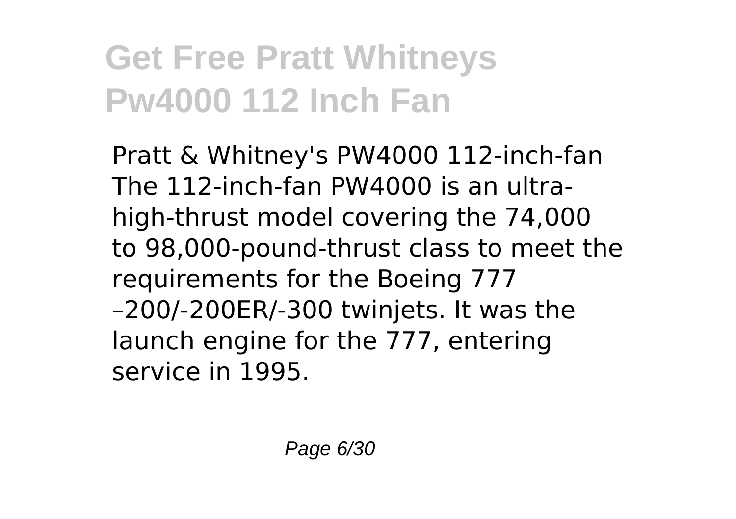# Get Free Pratt Whitneys Pw4000 112 Inch Fan

Pratt & Whitney's PW4000 112-inch-fan The 112-inch-fan PW4000 is an ultra-high-thrust model covering the 74,000 to 98,000-pound-thrust class to meet the requirements for the Boeing 777 –200/-200ER/-300 twinjets. It was the launch engine for the 777, entering service in 1995.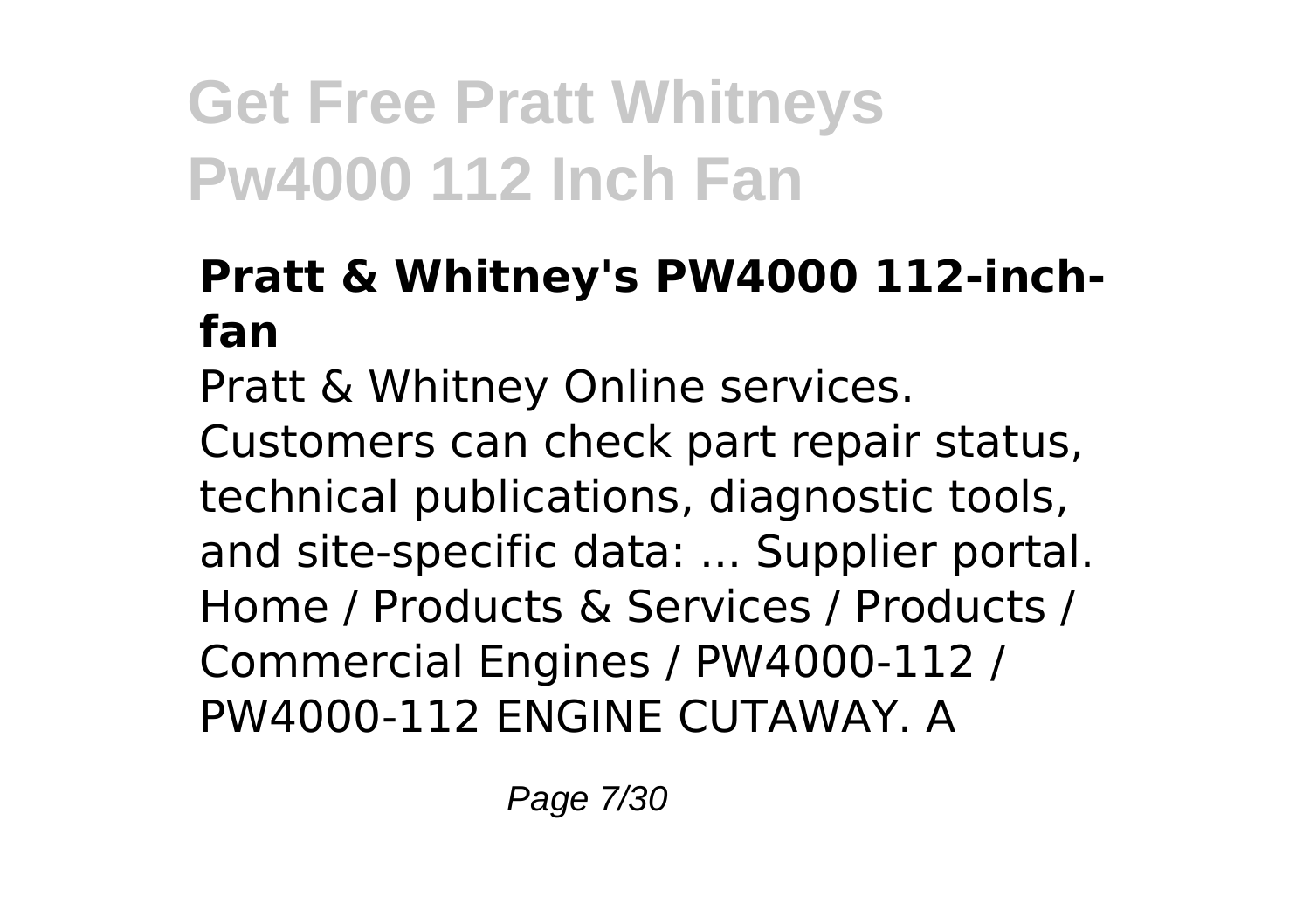### Pratt & Whitney's PW4000 112-inch-fan

Pratt & Whitney Online services. Customers can check part repair status, technical publications, diagnostic tools, and site-specific data: ... Supplier portal. Home / Products & Services / Products / Commercial Engines / PW4000-112 / PW4000-112 ENGINE CUTAWAY. A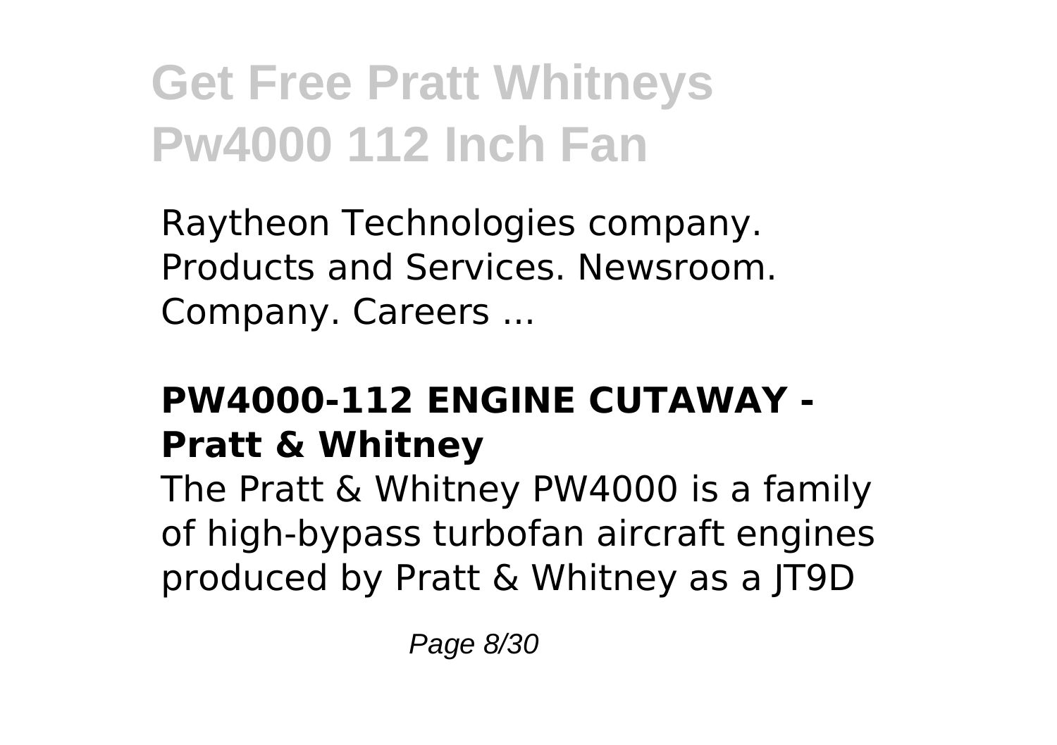Raytheon Technologies company. Products and Services. Newsroom. Company. Careers ...

### PW4000-112 ENGINE CUTAWAY - Pratt & Whitney

The Pratt & Whitney PW4000 is a family of high-bypass turbofan aircraft engines produced by Pratt & Whitney as a JT9D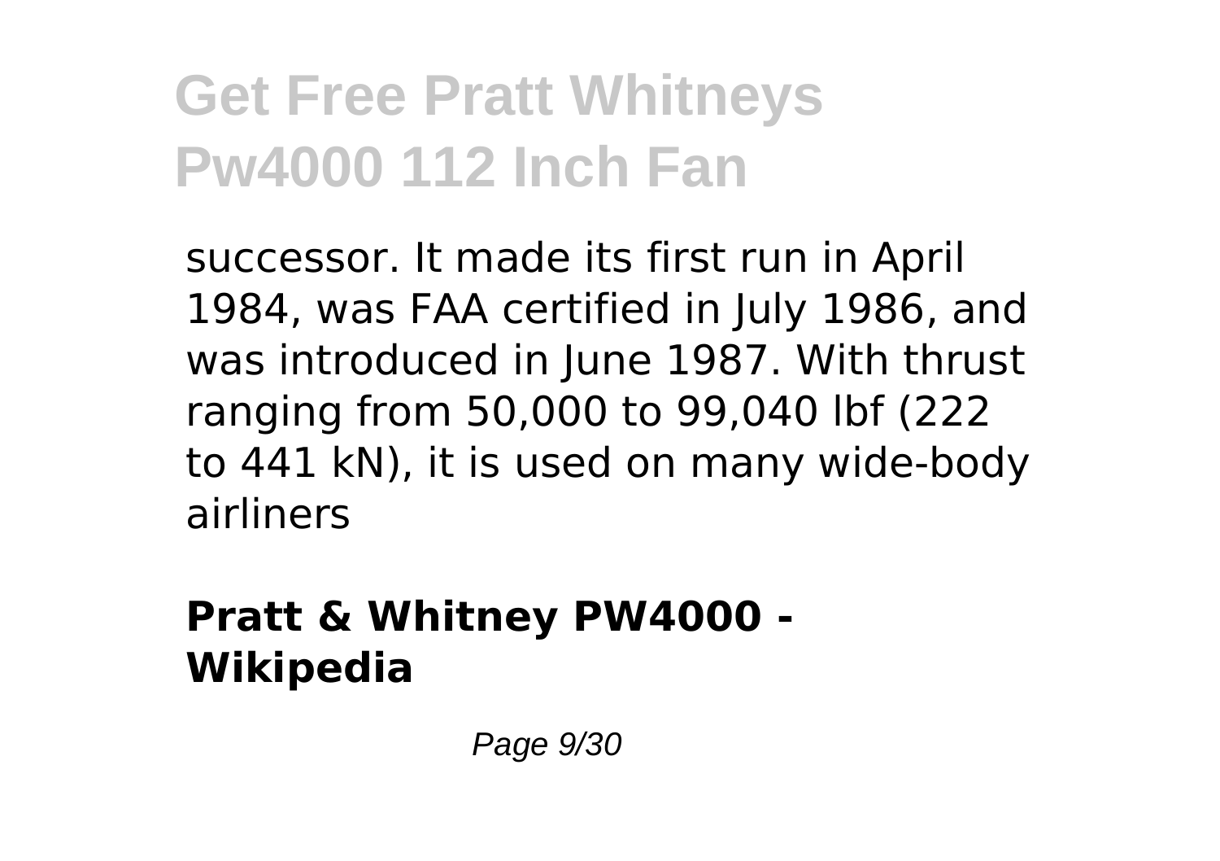successor. It made its first run in April 1984, was FAA certified in July 1986, and was introduced in June 1987. With thrust ranging from 50,000 to 99,040 lbf (222 to 441 kN), it is used on many wide-body airliners

**Pratt & Whitney PW4000 - Wikipedia**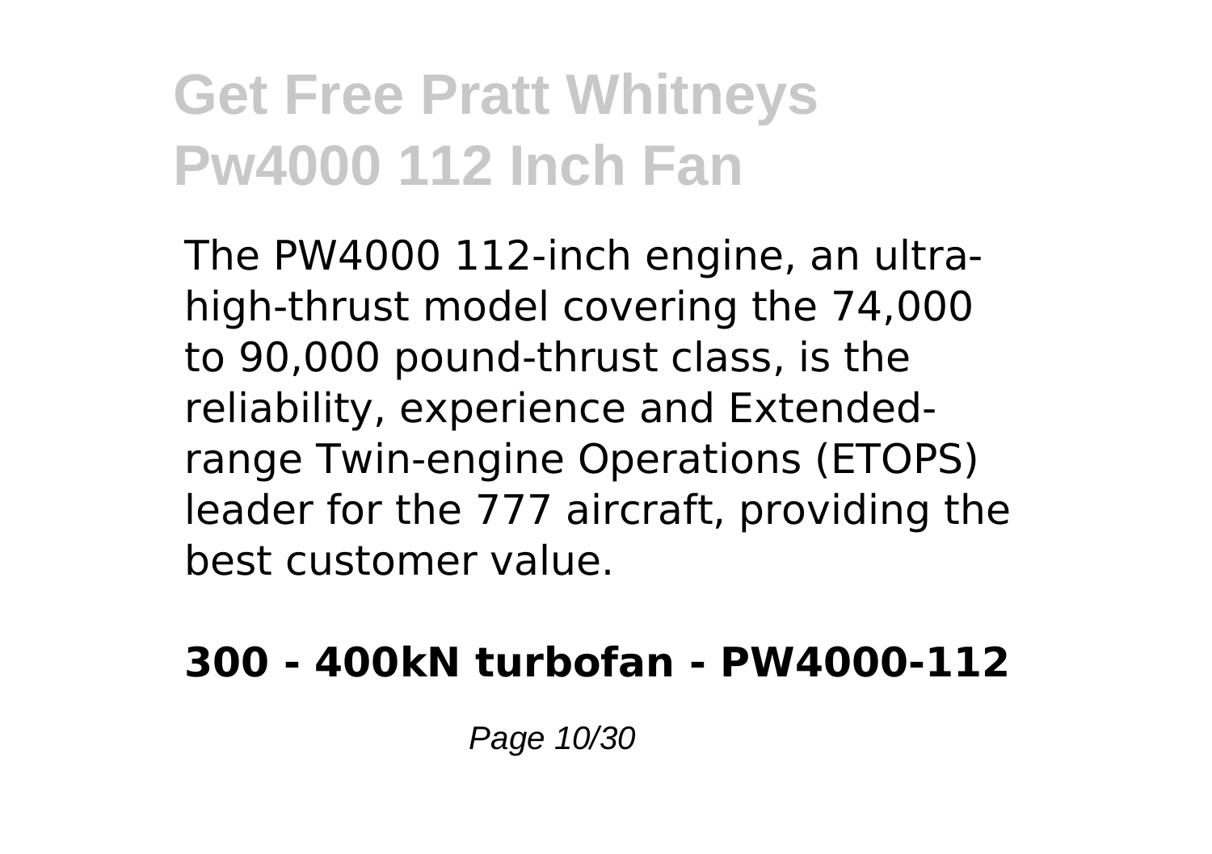The PW4000 112-inch engine, an ultra-high-thrust model covering the 74,000 to 90,000 pound-thrust class, is the reliability, experience and Extended-range Twin-engine Operations (ETOPS) leader for the 777 aircraft, providing the best customer value.

**300 - 400kN turbofan - PW4000-112**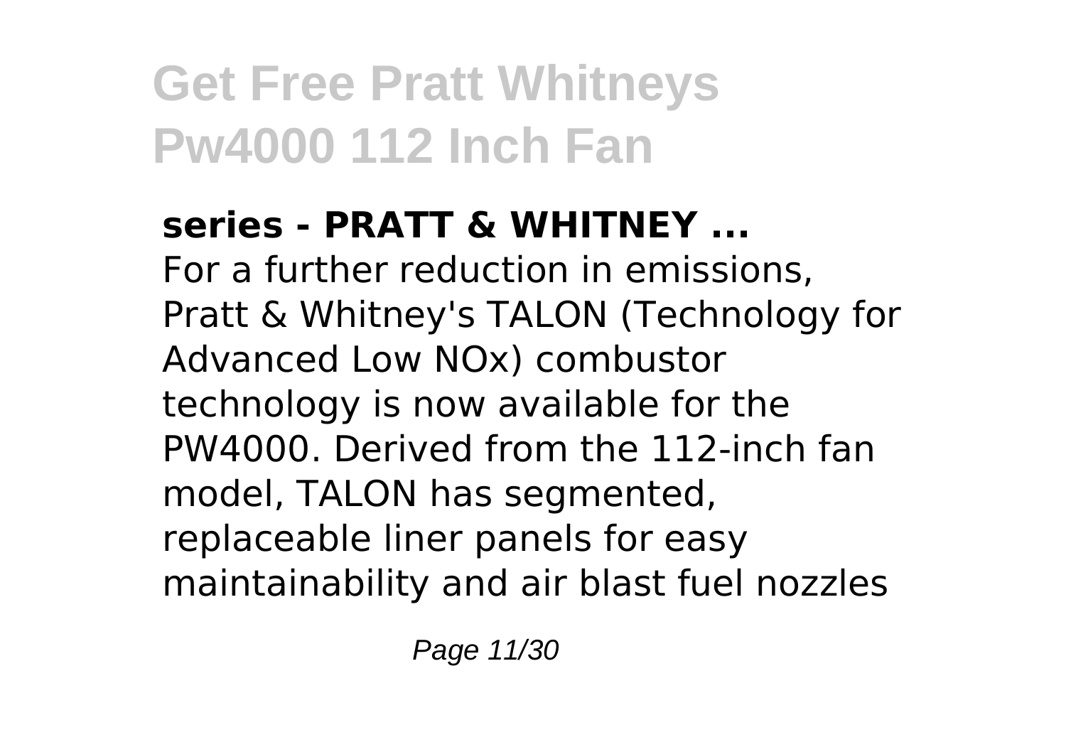**series - PRATT & WHITNEY ...**

For a further reduction in emissions, Pratt & Whitney's TALON (Technology for Advanced Low NOx) combustor technology is now available for the PW4000. Derived from the 112-inch fan model, TALON has segmented, replaceable liner panels for easy maintainability and air blast fuel nozzles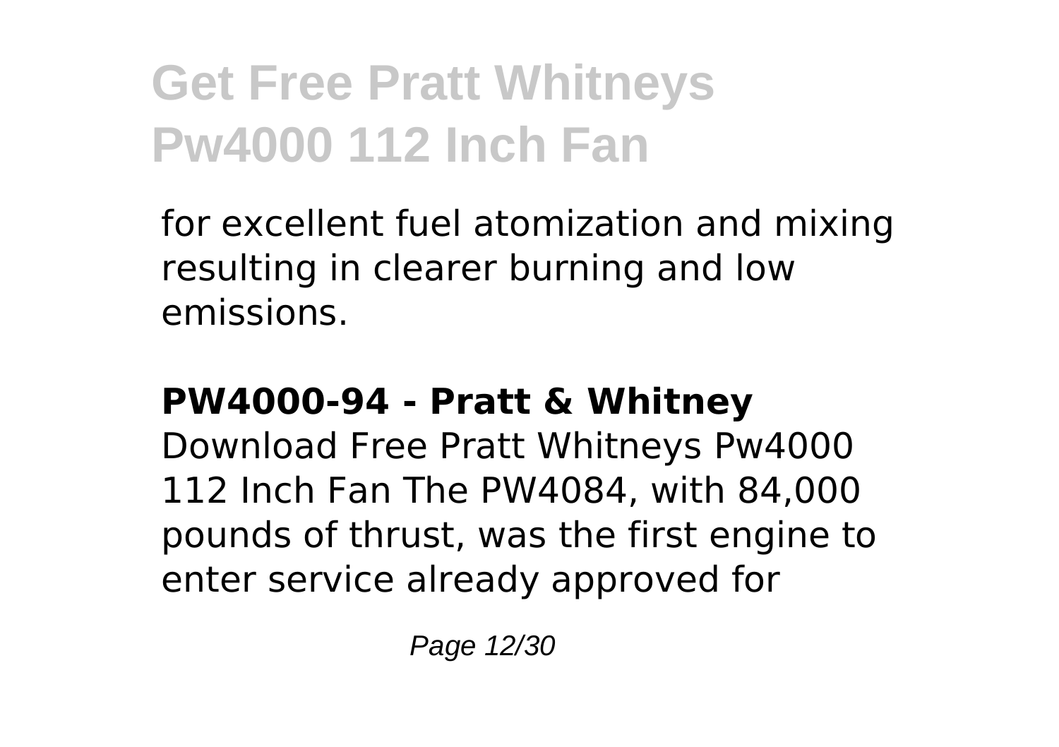for excellent fuel atomization and mixing resulting in clearer burning and low emissions.

**PW4000-94 - Pratt & Whitney**

Download Free Pratt Whitneys Pw4000 112 Inch Fan The PW4084, with 84,000 pounds of thrust, was the first engine to enter service already approved for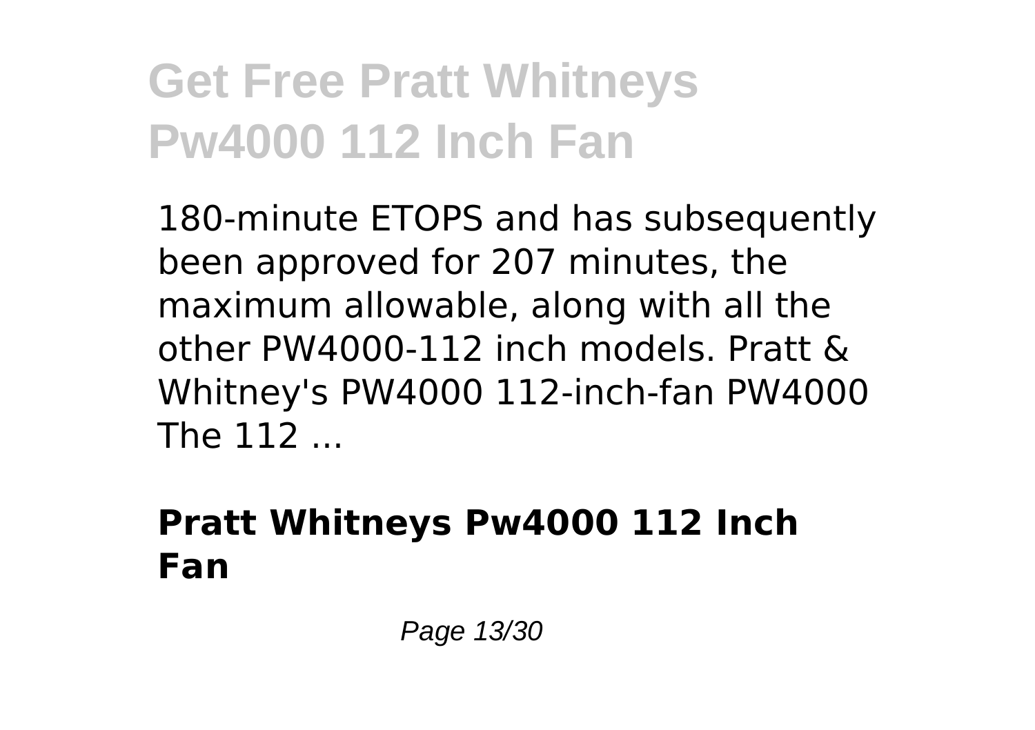180-minute ETOPS and has subsequently been approved for 207 minutes, the maximum allowable, along with all the other PW4000-112 inch models. Pratt & Whitney's PW4000 112-inch-fan PW4000 The 112 ...

### **Pratt Whitneys Pw4000 112 Inch Fan**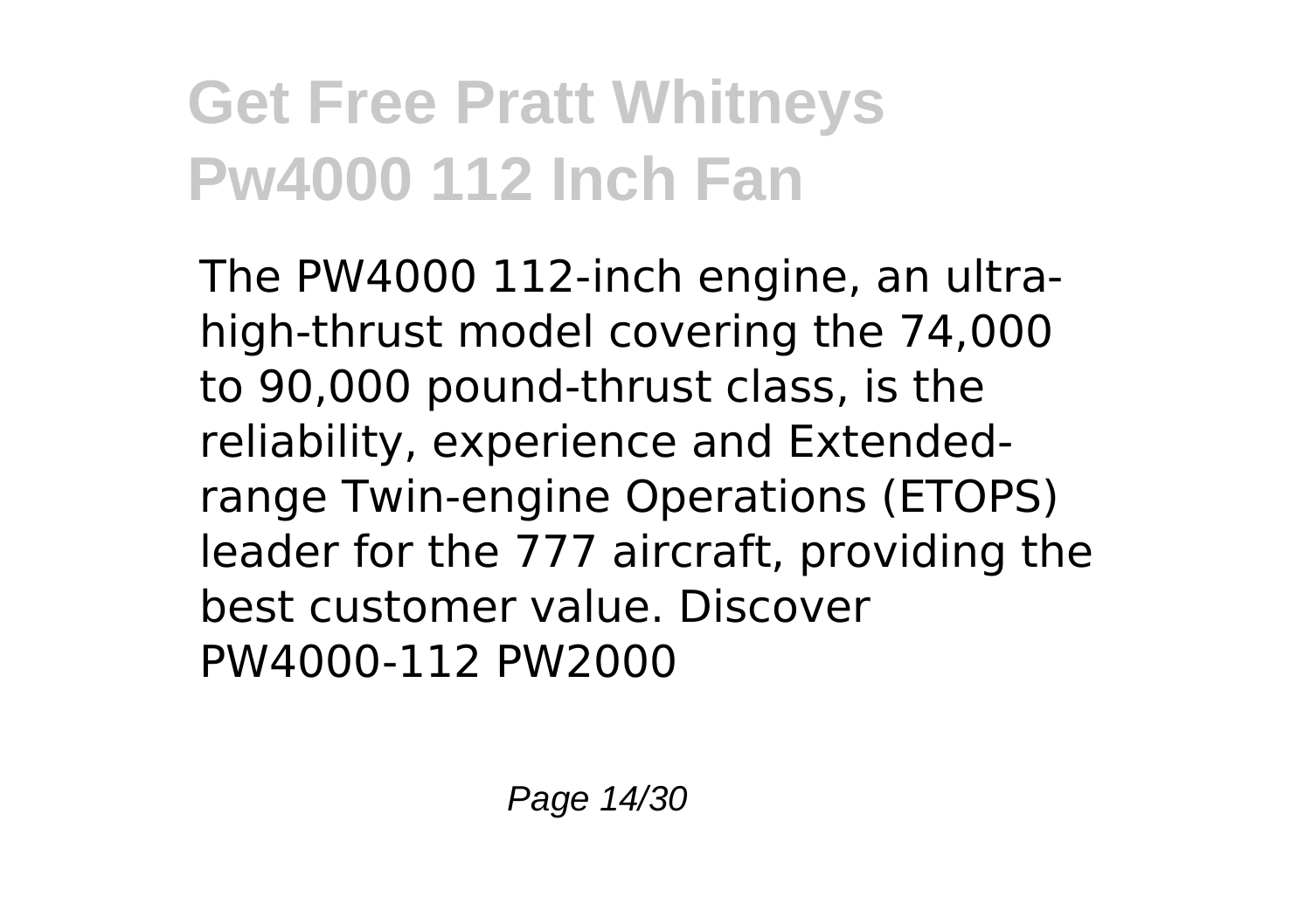# Get Free Pratt Whitneys Pw4000 112 Inch Fan

The PW4000 112-inch engine, an ultra-high-thrust model covering the 74,000 to 90,000 pound-thrust class, is the reliability, experience and Extended-range Twin-engine Operations (ETOPS) leader for the 777 aircraft, providing the best customer value. Discover PW4000-112 PW2000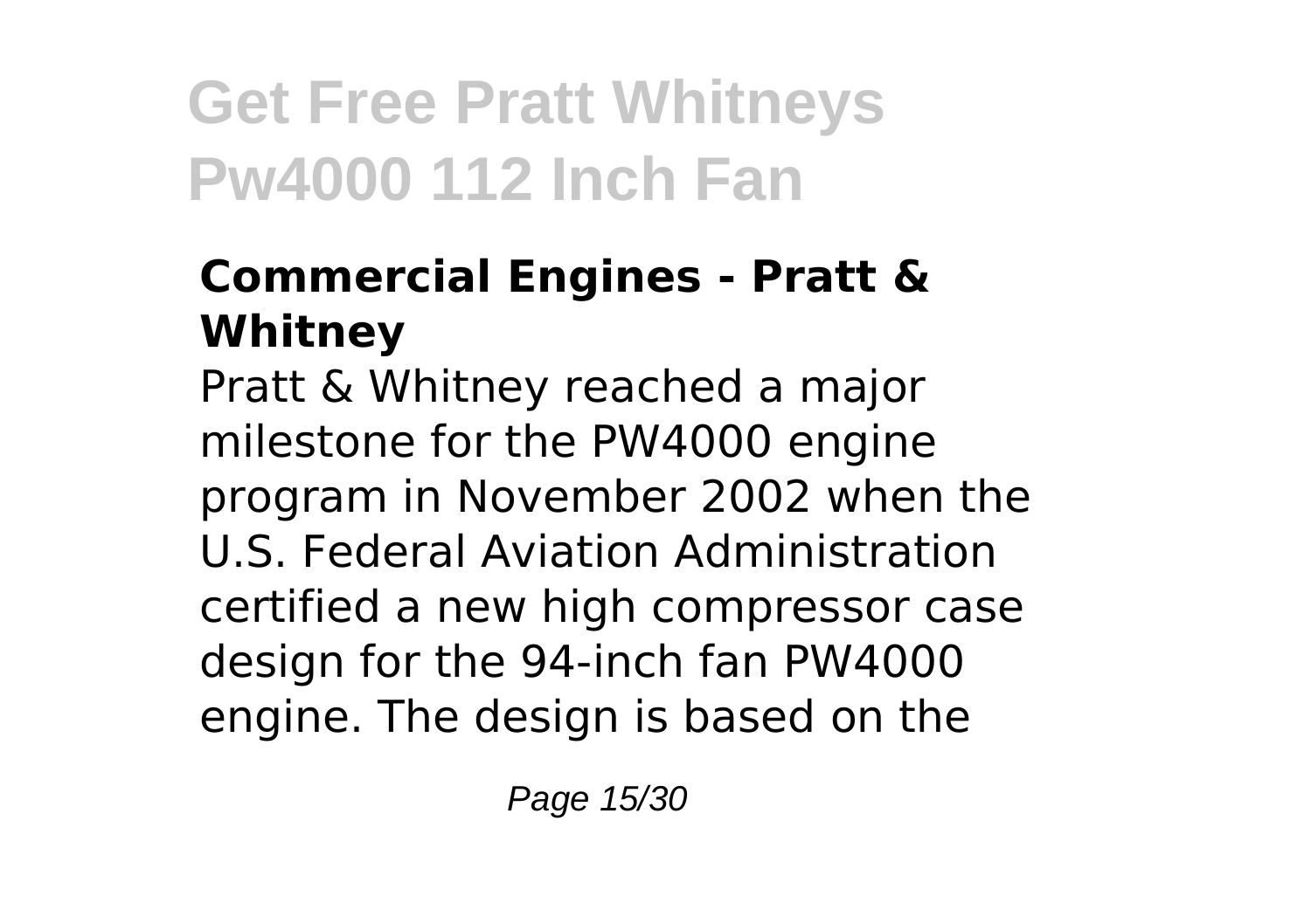### Commercial Engines - Pratt & Whitney

Pratt & Whitney reached a major milestone for the PW4000 engine program in November 2002 when the U.S. Federal Aviation Administration certified a new high compressor case design for the 94-inch fan PW4000 engine. The design is based on the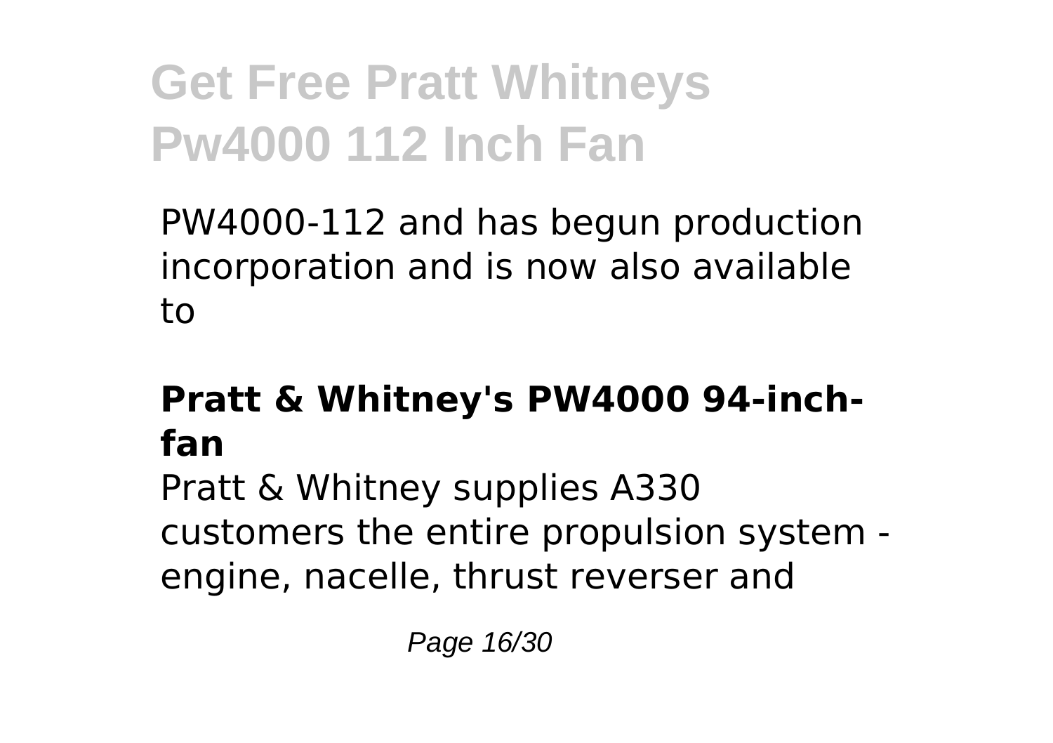PW4000-112 and has begun production incorporation and is now also available to

### Pratt & Whitney's PW4000 94-inch-fan

Pratt & Whitney supplies A330 customers the entire propulsion system - engine, nacelle, thrust reverser and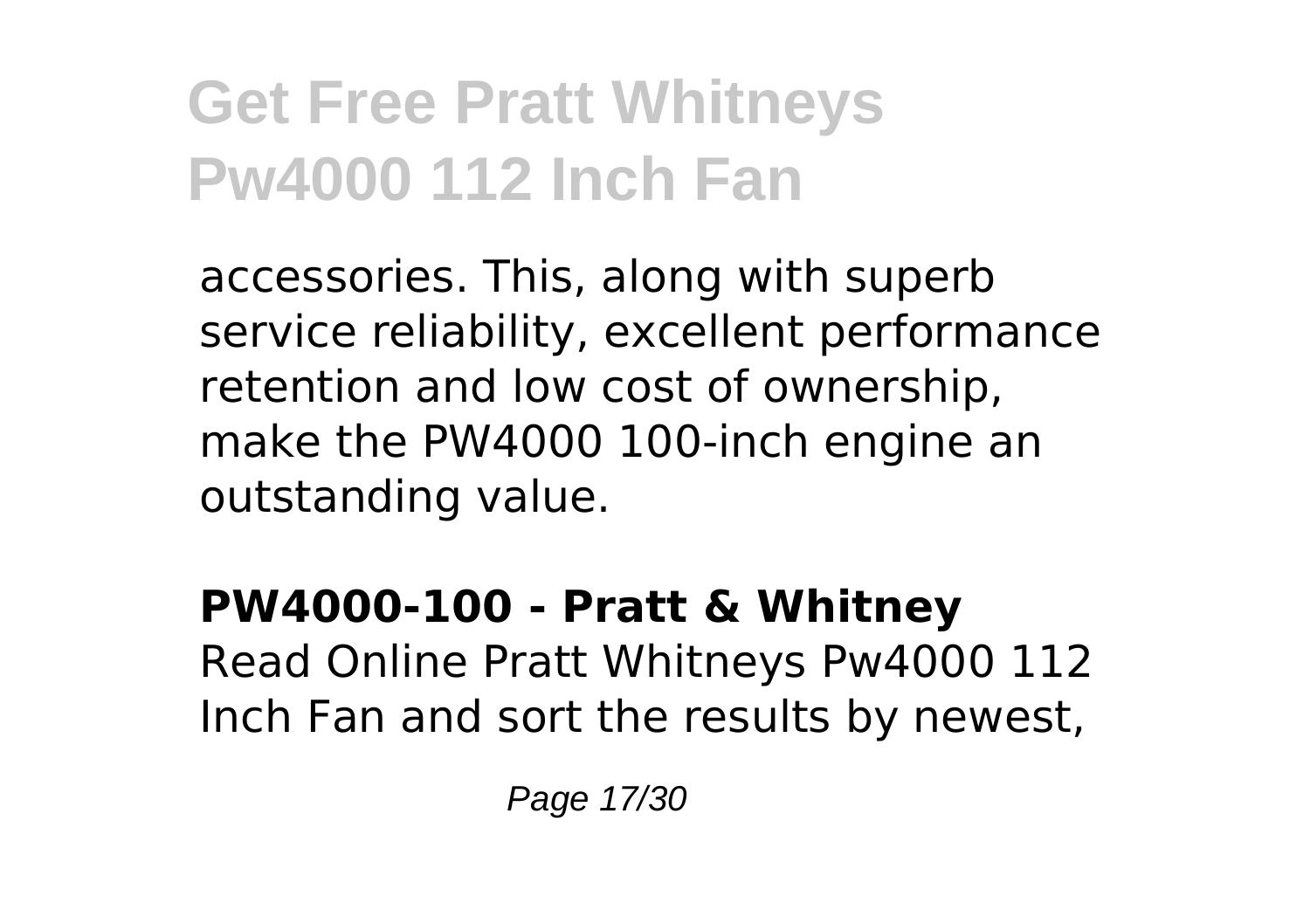accessories. This, along with superb service reliability, excellent performance retention and low cost of ownership, make the PW4000 100-inch engine an outstanding value.

**PW4000-100 - Pratt & Whitney**

Read Online Pratt Whitneys Pw4000 112 Inch Fan and sort the results by newest,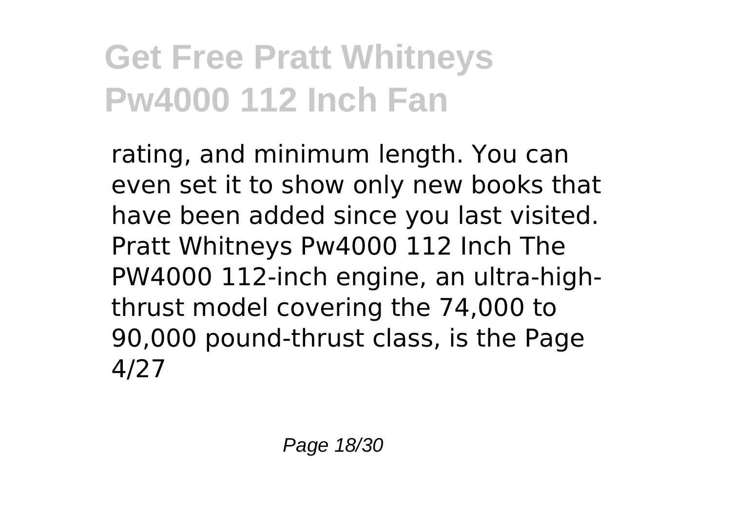rating, and minimum length. You can even set it to show only new books that have been added since you last visited. Pratt Whitneys Pw4000 112 Inch The PW4000 112-inch engine, an ultra-high-thrust model covering the 74,000 to 90,000 pound-thrust class, is the Page 4/27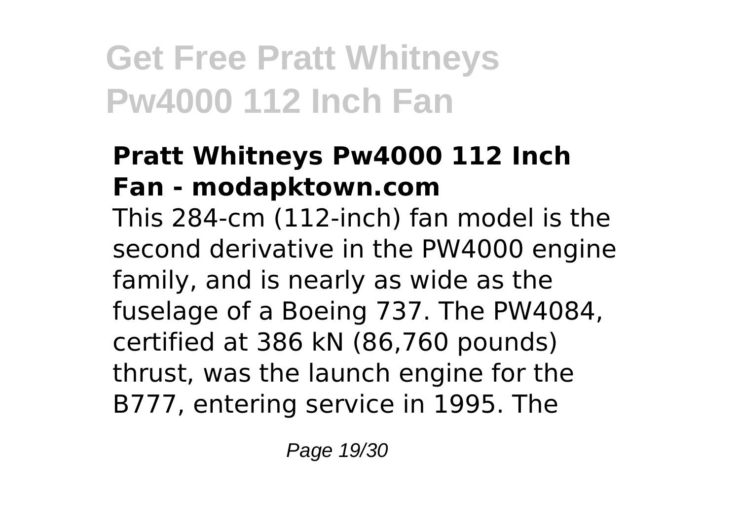# Get Free Pratt Whitneys Pw4000 112 Inch Fan

### **Pratt Whitneys Pw4000 112 Inch Fan - modapktown.com**

This 284-cm (112-inch) fan model is the second derivative in the PW4000 engine family, and is nearly as wide as the fuselage of a Boeing 737. The PW4084, certified at 386 kN (86,760 pounds) thrust, was the launch engine for the B777, entering service in 1995. The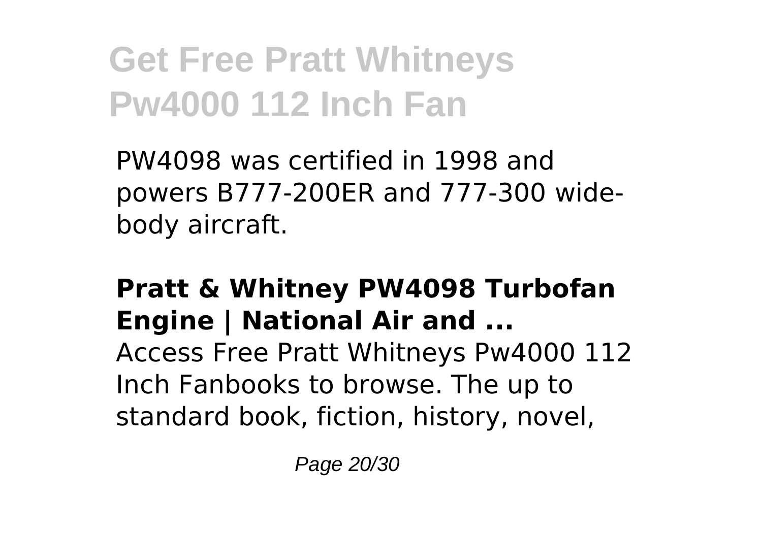PW4098 was certified in 1998 and powers B777-200ER and 777-300 wide-body aircraft.

### Pratt & Whitney PW4098 Turbofan Engine | National Air and ...

Access Free Pratt Whitneys Pw4000 112 Inch Fanbooks to browse. The up to standard book, fiction, history, novel,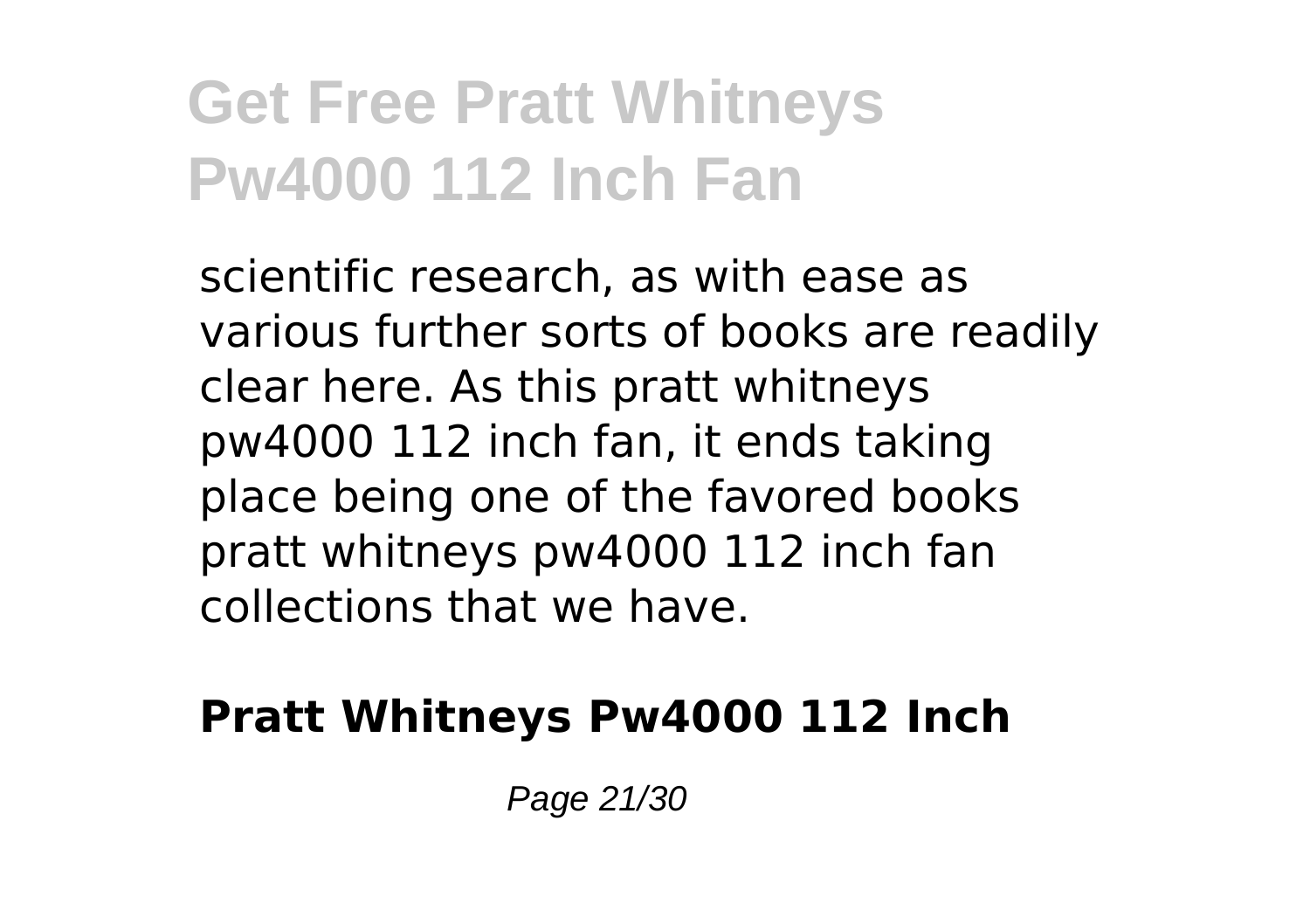scientific research, as with ease as various further sorts of books are readily clear here. As this pratt whitneys pw4000 112 inch fan, it ends taking place being one of the favored books pratt whitneys pw4000 112 inch fan collections that we have.

## Pratt Whitneys Pw4000 112 Inch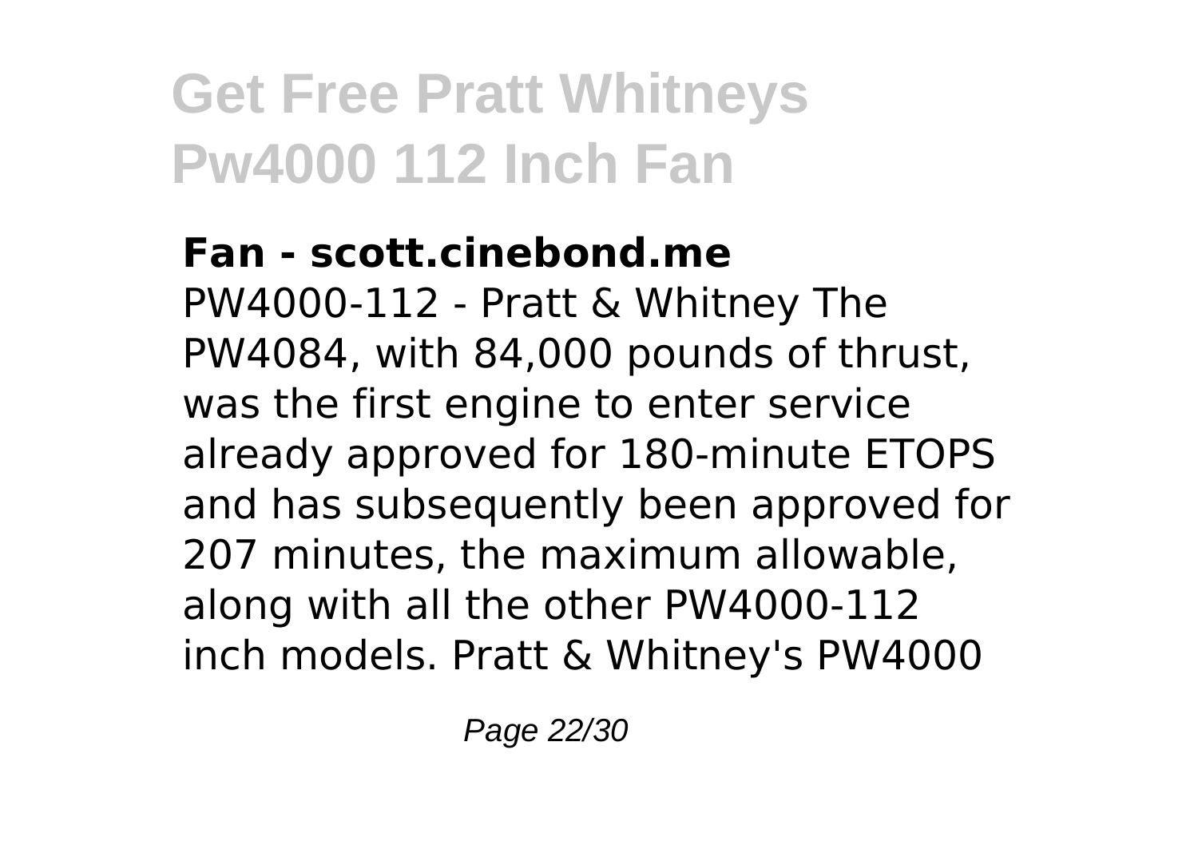**Fan - scott.cinebond.me**

PW4000-112 - Pratt & Whitney The PW4084, with 84,000 pounds of thrust, was the first engine to enter service already approved for 180-minute ETOPS and has subsequently been approved for 207 minutes, the maximum allowable, along with all the other PW4000-112 inch models. Pratt & Whitney's PW4000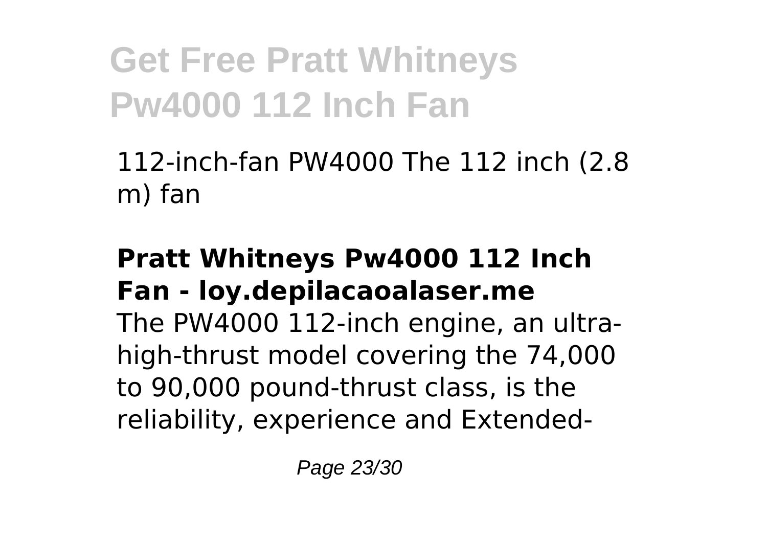112-inch-fan PW4000 The 112 inch (2.8 m) fan

**Pratt Whitneys Pw4000 112 Inch Fan - loy.depilacaoalaser.me**

The PW4000 112-inch engine, an ultra-high-thrust model covering the 74,000 to 90,000 pound-thrust class, is the reliability, experience and Extended-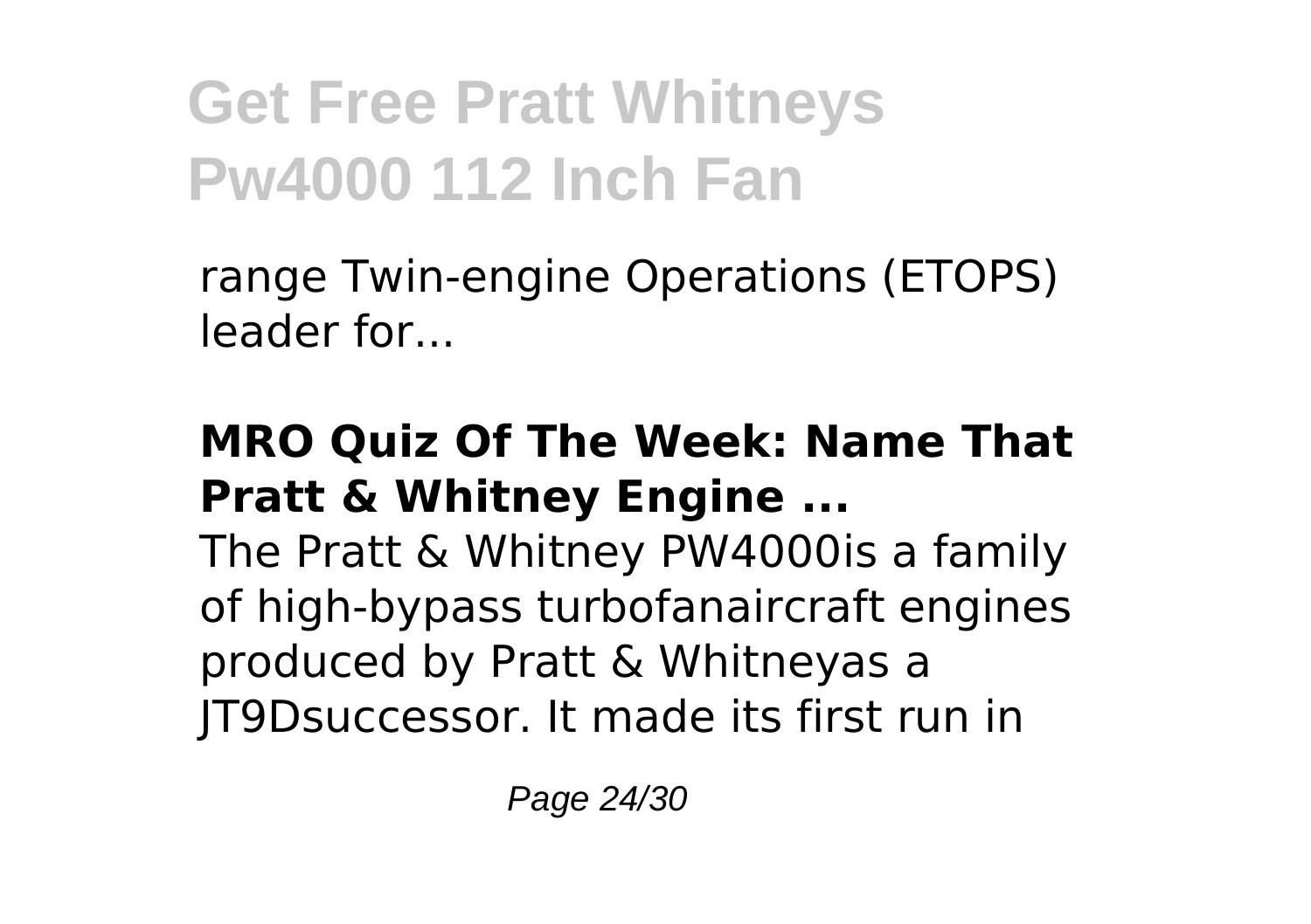range Twin-engine Operations (ETOPS) leader for...

**MRO Quiz Of The Week: Name That Pratt & Whitney Engine ...**

The Pratt & Whitney PW4000is a family of high-bypass turbofanaircraft engines produced by Pratt & Whitneyas a JT9Dsuccessor. It made its first run in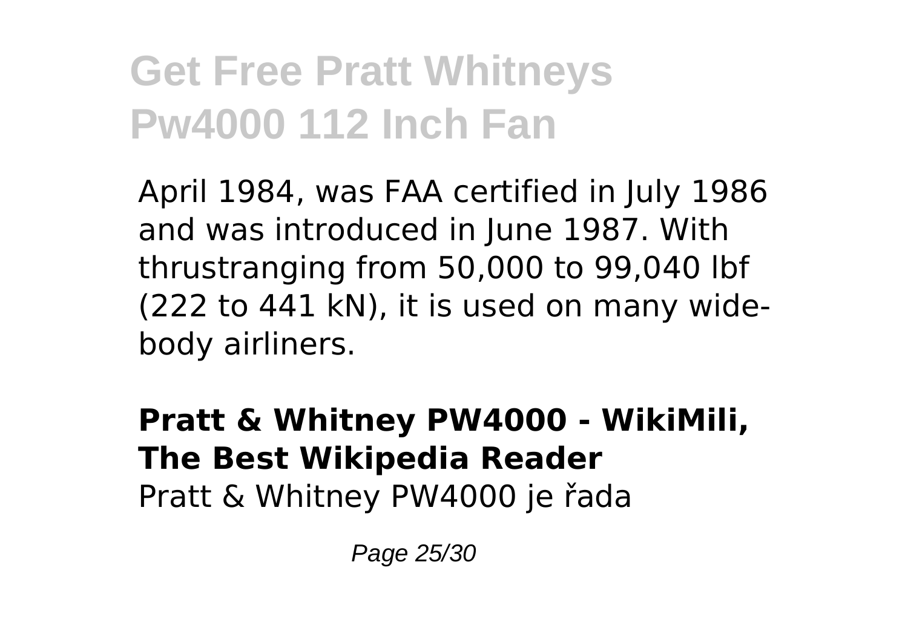April 1984, was FAA certified in July 1986 and was introduced in June 1987. With thrustranging from 50,000 to 99,040 lbf (222 to 441 kN), it is used on many wide-body airliners.

**Pratt & Whitney PW4000 - WikiMili, The Best Wikipedia Reader**
Pratt & Whitney PW4000 je řada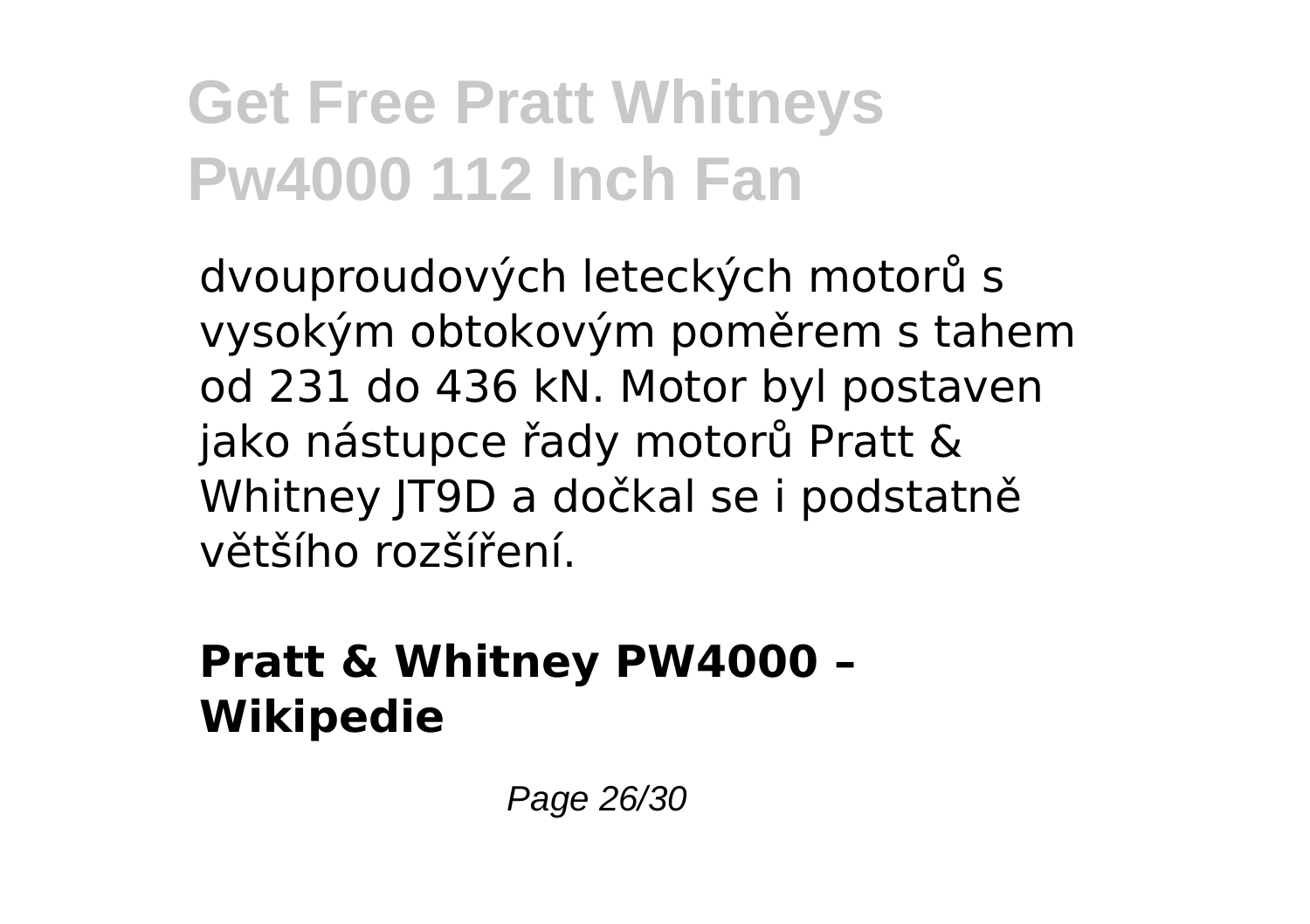dvouproudových leteckých motorů s vysokým obtokovým poměrem s tahem od 231 do 436 kN. Motor byl postaven jako nástupce řady motorů Pratt & Whitney JT9D a dočkal se i podstatně většího rozšíření.

**Pratt & Whitney PW4000 – Wikipedie**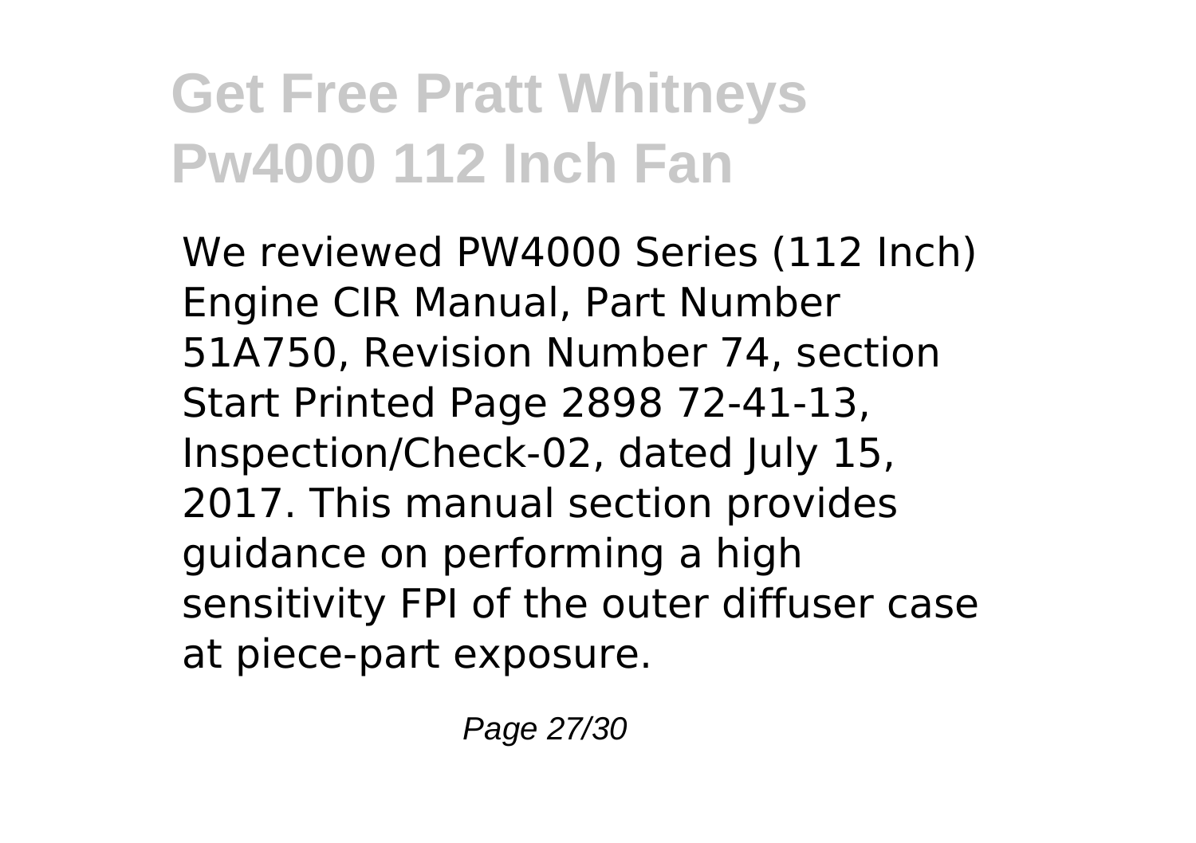# Get Free Pratt Whitneys Pw4000 112 Inch Fan

We reviewed PW4000 Series (112 Inch) Engine CIR Manual, Part Number 51A750, Revision Number 74, section Start Printed Page 2898 72-41-13, Inspection/Check-02, dated July 15, 2017. This manual section provides guidance on performing a high sensitivity FPI of the outer diffuser case at piece-part exposure.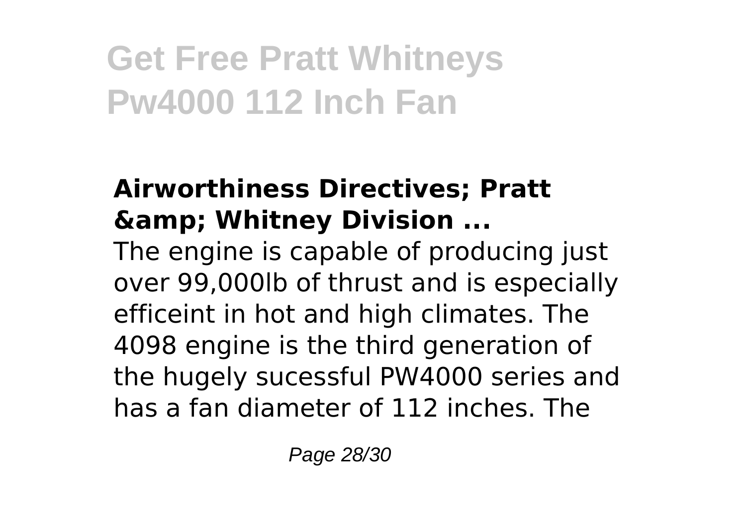### Airworthiness Directives; Pratt &amp; Whitney Division ...

The engine is capable of producing just over 99,000lb of thrust and is especially efficeint in hot and high climates. The 4098 engine is the third generation of the hugely sucessful PW4000 series and has a fan diameter of 112 inches. The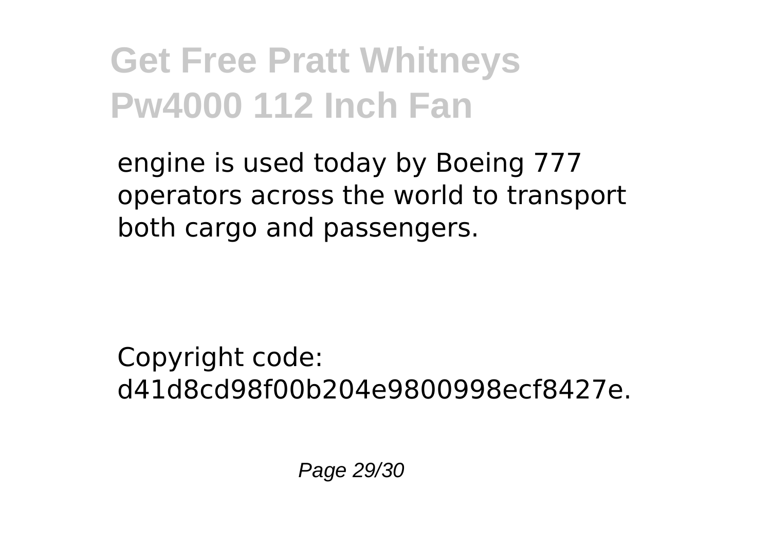engine is used today by Boeing 777 operators across the world to transport both cargo and passengers.

Copyright code: d41d8cd98f00b204e9800998ecf8427e.